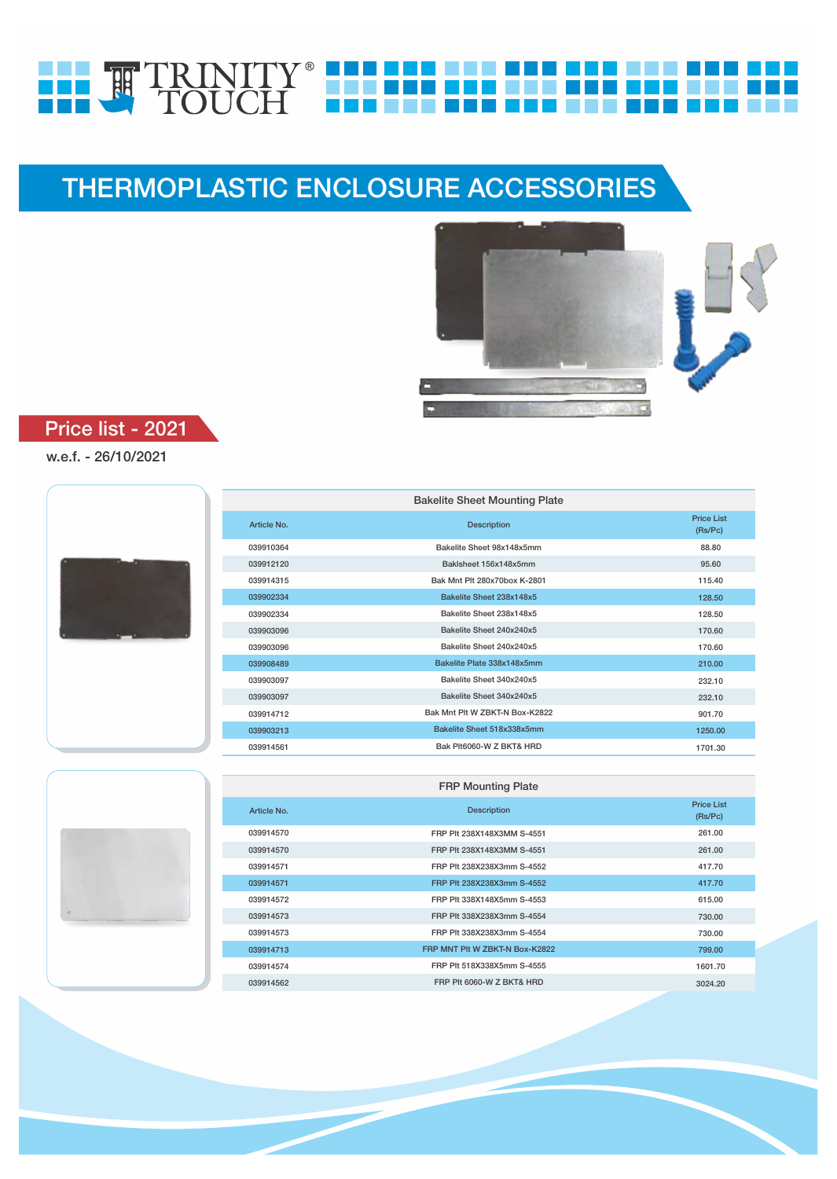TRINITY® TOUCH

# THERMOPLASTIC ENCLOSURE ACCESSORIES

## Price list - 2021

w.e.f. - 26/10/2021

### Bakelite Sheet Mounting Plate

| Article No. | Description | Price List (Rs/Pc) |
|---|---|---|
| 039910364 | Bakelite Sheet 98x148x5mm | 88.80 |
| 039912120 | Baklsheet 156x148x5mm | 95.60 |
| 039914315 | Bak Mnt Plt 280x70box K-2801 | 115.40 |
| 039902334 | Bakelite Sheet 238x148x5 | 128.50 |
| 039902334 | Bakelite Sheet 238x148x5 | 128.50 |
| 039903096 | Bakelite Sheet 240x240x5 | 170.60 |
| 039903096 | Bakelite Sheet 240x240x5 | 170.60 |
| 039908489 | Bakelite Plate 338x148x5mm | 210.00 |
| 039903097 | Bakelite Sheet 340x240x5 | 232.10 |
| 039903097 | Bakelite Sheet 340x240x5 | 232.10 |
| 039914712 | Bak Mnt Plt W ZBKT-N Box-K2822 | 901.70 |
| 039903213 | Bakelite Sheet 518x338x5mm | 1250.00 |
| 039914561 | Bak Plt6060-W Z BKT& HRD | 1701.30 |

### FRP Mounting Plate

| Article No. | Description | Price List (Rs/Pc) |
|---|---|---|
| 039914570 | FRP Plt 238X148X3MM S-4551 | 261.00 |
| 039914570 | FRP Plt 238X148X3MM S-4551 | 261.00 |
| 039914571 | FRP Plt 238X238X3mm S-4552 | 417.70 |
| 039914571 | FRP Plt 238X238X3mm S-4552 | 417.70 |
| 039914572 | FRP Plt 338X148X5mm S-4553 | 615.00 |
| 039914573 | FRP Plt 338X238X3mm S-4554 | 730.00 |
| 039914573 | FRP Plt 338X238X3mm S-4554 | 730.00 |
| 039914713 | FRP MNT Plt W ZBKT-N Box-K2822 | 799.00 |
| 039914574 | FRP Plt 518X338X5mm S-4555 | 1601.70 |
| 039914562 | FRP Plt 6060-W Z BKT& HRD | 3024.20 |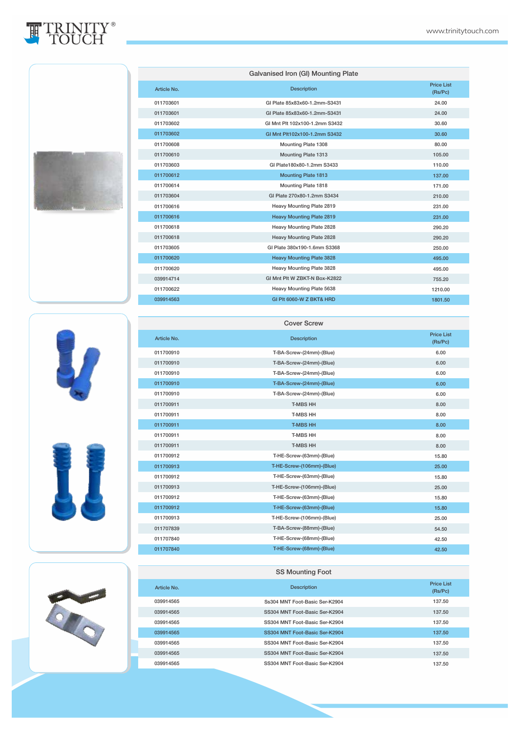## Galvanised Iron (GI) Mounting Plate

| Article No. | Description | Price List (Rs/Pc) |
|---|---|---|
| 011703601 | GI Plate 85x83x60-1.2mm-S3431 | 24.00 |
| 011703601 | GI Plate 85x83x60-1.2mm-S3431 | 24.00 |
| 011703602 | GI Mnt Plt 102x100-1.2mm S3432 | 30.60 |
| 011703602 | GI Mnt Plt102x100-1.2mm S3432 | 30.60 |
| 011700608 | Mounting Plate 1308 | 80.00 |
| 011700610 | Mounting Plate 1313 | 105.00 |
| 011703603 | GI Plate180x80-1.2mm S3433 | 110.00 |
| 011700612 | Mounting Plate 1813 | 137.00 |
| 011700614 | Mounting Plate 1818 | 171.00 |
| 011703604 | GI Plate 270x80-1.2mm S3434 | 210.00 |
| 011700616 | Heavy Mounting Plate 2819 | 231.00 |
| 011700616 | Heavy Mounting Plate 2819 | 231.00 |
| 011700618 | Heavy Mounting Plate 2828 | 290.20 |
| 011700618 | Heavy Mounting Plate 2828 | 290.20 |
| 011703605 | GI Plate 380x190-1.6mm S3368 | 250.00 |
| 011700620 | Heavy Mounting Plate 3828 | 495.00 |
| 011700620 | Heavy Mounting Plate 3828 | 495.00 |
| 039914714 | GI Mnt Plt W ZBKT-N Box-K2822 | 755.20 |
| 011700622 | Heavy Mounting Plate 5638 | 1210.00 |
| 039914563 | GI Plt 6060-W Z BKT& HRD | 1801.50 |

## Cover Screw

| Article No. | Description | Price List (Rs/Pc) |
|---|---|---|
| 011700910 | T-BA-Screw-(24mm)-(Blue) | 6.00 |
| 011700910 | T-BA-Screw-(24mm)-(Blue) | 6.00 |
| 011700910 | T-BA-Screw-(24mm)-(Blue) | 6.00 |
| 011700910 | T-BA-Screw-(24mm)-(Blue) | 6.00 |
| 011700910 | T-BA-Screw-(24mm)-(Blue) | 6.00 |
| 011700911 | T-MBS HH | 8.00 |
| 011700911 | T-MBS HH | 8.00 |
| 011700911 | T-MBS HH | 8.00 |
| 011700911 | T-MBS HH | 8.00 |
| 011700911 | T-MBS HH | 8.00 |
| 011700912 | T-HE-Screw-(63mm)-(Blue) | 15.80 |
| 011700913 | T-HE-Screw-(106mm)-(Blue) | 25.00 |
| 011700912 | T-HE-Screw-(63mm)-(Blue) | 15.80 |
| 011700913 | T-HE-Screw-(106mm)-(Blue) | 25.00 |
| 011700912 | T-HE-Screw-(63mm)-(Blue) | 15.80 |
| 011700912 | T-HE-Screw-(63mm)-(Blue) | 15.80 |
| 011700913 | T-HE-Screw-(106mm)-(Blue) | 25.00 |
| 011707839 | T-BA-Screw-(88mm)-(Blue) | 54.50 |
| 011707840 | T-HE-Screw-(68mm)-(Blue) | 42.50 |
| 011707840 | T-HE-Screw-(68mm)-(Blue) | 42.50 |

## SS Mounting Foot

| Article No. | Description | Price List (Rs/Pc) |
|---|---|---|
| 039914565 | Ss304 MNT Foot-Basic Ser-K2904 | 137.50 |
| 039914565 | SS304 MNT Foot-Basic Ser-K2904 | 137.50 |
| 039914565 | SS304 MNT Foot-Basic Ser-K2904 | 137.50 |
| 039914565 | SS304 MNT Foot-Basic Ser-K2904 | 137.50 |
| 039914565 | SS304 MNT Foot-Basic Ser-K2904 | 137.50 |
| 039914565 | SS304 MNT Foot-Basic Ser-K2904 | 137.50 |
| 039914565 | SS304 MNT Foot-Basic Ser-K2904 | 137.50 |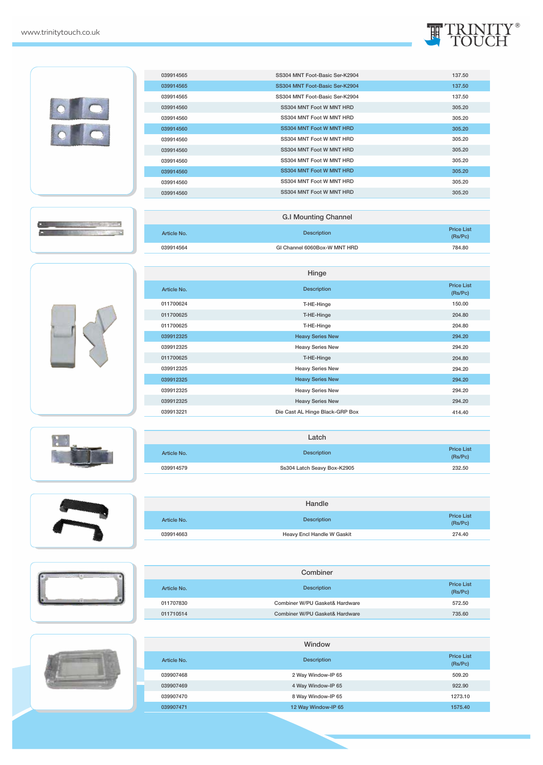| Article No. | Description | Price List (Rs/Pc) |
|---|---|---|
| 039914565 | SS304 MNT Foot-Basic Ser-K2904 | 137.50 |
| 039914565 | SS304 MNT Foot-Basic Ser-K2904 | 137.50 |
| 039914565 | SS304 MNT Foot-Basic Ser-K2904 | 137.50 |
| 039914560 | SS304 MNT Foot W MNT HRD | 305.20 |
| 039914560 | SS304 MNT Foot W MNT HRD | 305.20 |
| 039914560 | SS304 MNT Foot W MNT HRD | 305.20 |
| 039914560 | SS304 MNT Foot W MNT HRD | 305.20 |
| 039914560 | SS304 MNT Foot W MNT HRD | 305.20 |
| 039914560 | SS304 MNT Foot W MNT HRD | 305.20 |
| 039914560 | SS304 MNT Foot W MNT HRD | 305.20 |
| 039914560 | SS304 MNT Foot W MNT HRD | 305.20 |
| 039914560 | SS304 MNT Foot W MNT HRD | 305.20 |

## G.I Mounting Channel

| Article No. | Description | Price List (Rs/Pc) |
|---|---|---|
| 039914564 | GI Channel 6060Box-W MNT HRD | 784.80 |

## Hinge

| Article No. | Description | Price List (Rs/Pc) |
|---|---|---|
| 011700624 | T-HE-Hinge | 150.00 |
| 011700625 | T-HE-Hinge | 204.80 |
| 011700625 | T-HE-Hinge | 204.80 |
| 039912325 | Heavy Series New | 294.20 |
| 039912325 | Heavy Series New | 294.20 |
| 011700625 | T-HE-Hinge | 204.80 |
| 039912325 | Heavy Series New | 294.20 |
| 039912325 | Heavy Series New | 294.20 |
| 039912325 | Heavy Series New | 294.20 |
| 039912325 | Heavy Series New | 294.20 |
| 039913221 | Die Cast AL Hinge Black-GRP Box | 414.40 |

## Latch

| Article No. | Description | Price List (Rs/Pc) |
|---|---|---|
| 039914579 | Ss304 Latch Seavy Box-K2905 | 232.50 |

## Handle

| Article No. | Description | Price List (Rs/Pc) |
|---|---|---|
| 039914663 | Heavy Encl Handle W Gaskit | 274.40 |

## Combiner

| Article No. | Description | Price List (Rs/Pc) |
|---|---|---|
| 011707830 | Combiner W/PU Gasket& Hardware | 572.50 |
| 011710514 | Combiner W/PU Gasket& Hardware | 735.60 |

## Window

| Article No. | Description | Price List (Rs/Pc) |
|---|---|---|
| 039907468 | 2 Way Window-IP 65 | 509.20 |
| 039907469 | 4 Way Window-IP 65 | 922.90 |
| 039907470 | 8 Way Window-IP 65 | 1273.10 |
| 039907471 | 12 Way Window-IP 65 | 1575.40 |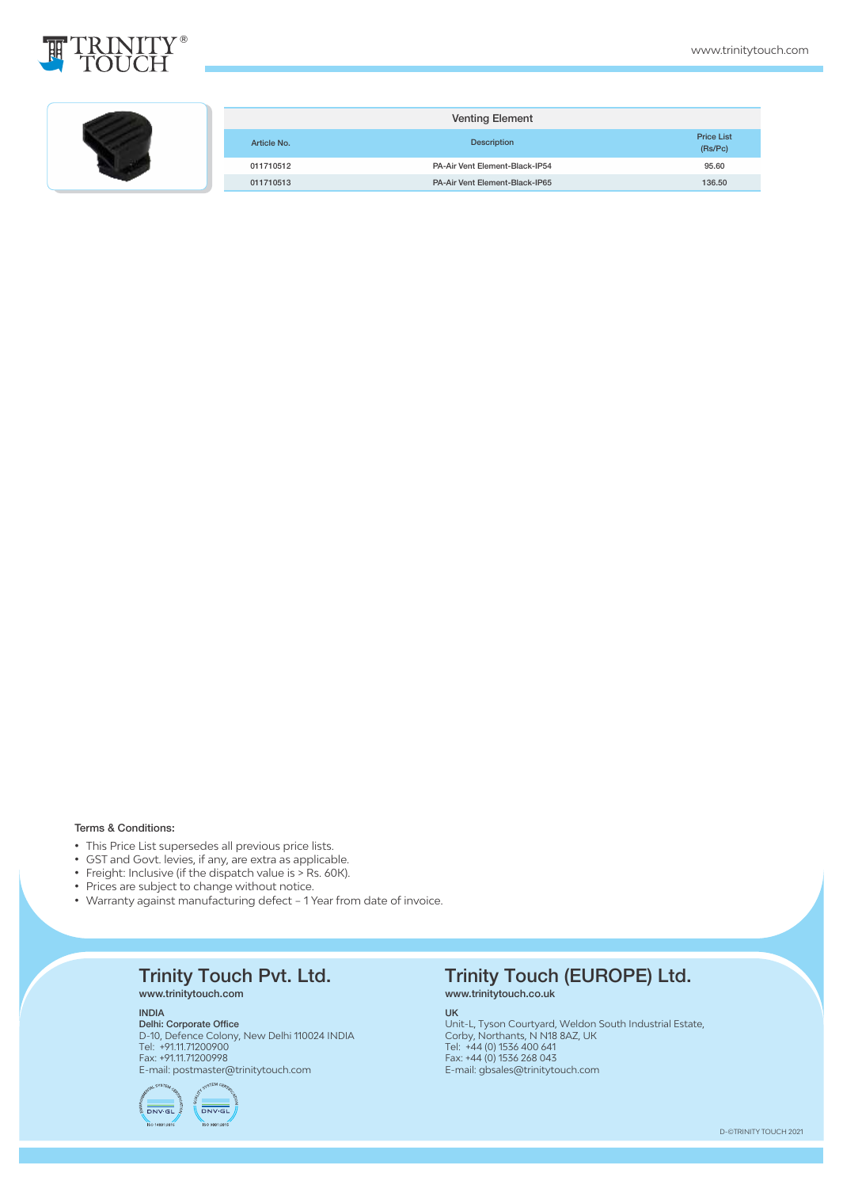| Venting Element | | |
|---|---|---|
| Article No. | Description | Price List (Rs/Pc) |
| 011710512 | PA-Air Vent Element-Black-IP54 | 95.60 |
| 011710513 | PA-Air Vent Element-Black-IP65 | 136.50 |

**Terms & Conditions:**

- This Price List supersedes all previous price lists.
- GST and Govt. levies, if any, are extra as applicable.
- Freight: Inclusive (if the dispatch value is > Rs. 60K).
- Prices are subject to change without notice.
- Warranty against manufacturing defect – 1 Year from date of invoice.

## Trinity Touch Pvt. Ltd.

**www.trinitytouch.com**

**INDIA**
**Delhi: Corporate Office**
D-10, Defence Colony, New Delhi 110024 INDIA
Tel: +91.11.71200900
Fax: +91.11.71200998
E-mail: postmaster@trinitytouch.com

## Trinity Touch (EUROPE) Ltd.

**www.trinitytouch.co.uk**

**UK**
Unit-L, Tyson Courtyard, Weldon South Industrial Estate,
Corby, Northants, N N18 8AZ, UK
Tel: +44 (0) 1536 400 641
Fax: +44 (0) 1536 268 043
E-mail: gbsales@trinitytouch.com

D-©TRINITY TOUCH 2021